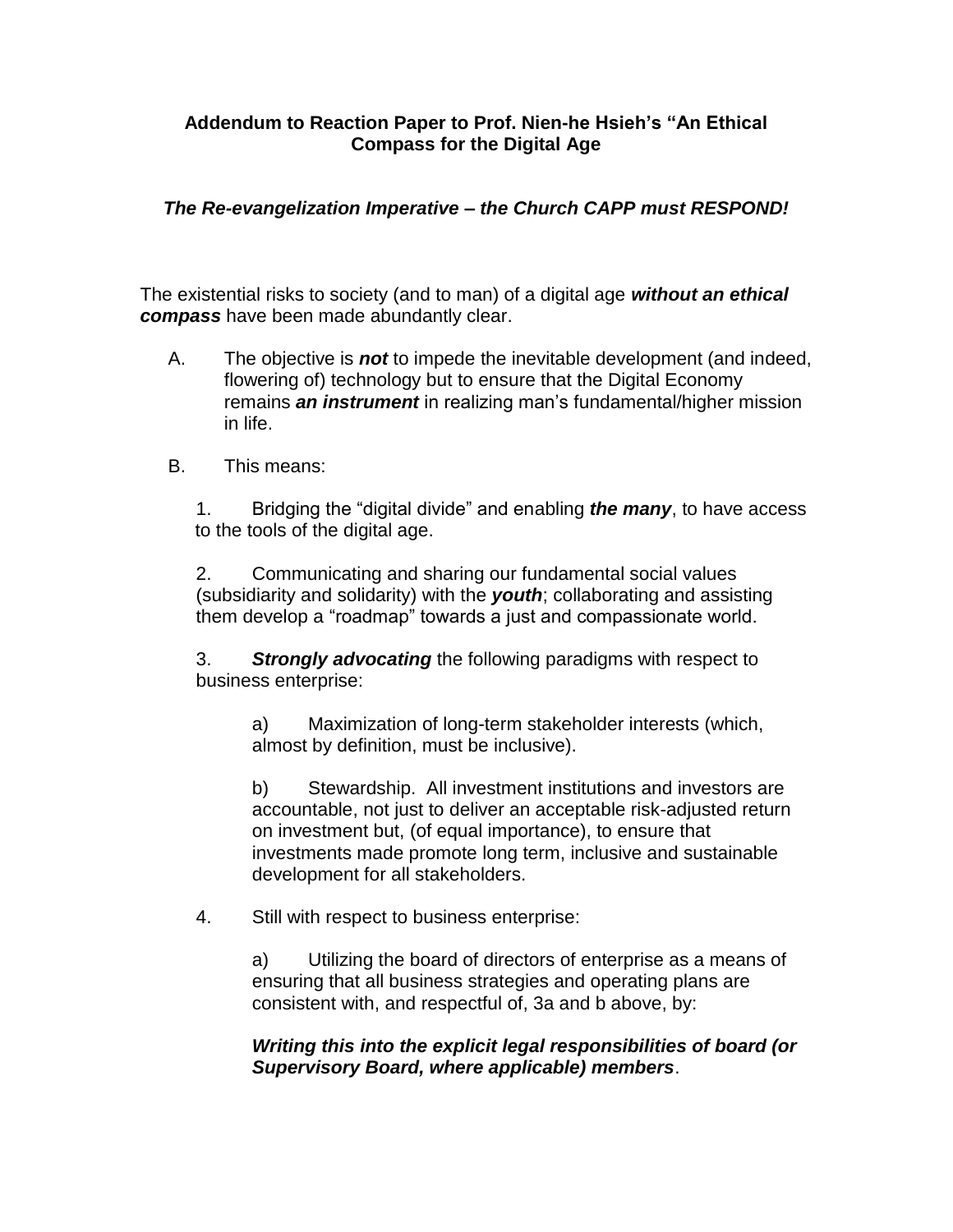# Addendum to Reaction Paper to Prof. Nien-he Hsieh's "An Ethical Compass for the Digital Age

## *The Re-evangelization Imperative – the Church CAPP must RESPOND!*

The existential risks to society (and to man) of a digital age ***without an ethical compass*** have been made abundantly clear.

A. The objective is ***not*** to impede the inevitable development (and indeed, flowering of) technology but to ensure that the Digital Economy remains ***an instrument*** in realizing man's fundamental/higher mission in life.

B. This means:

1. Bridging the "digital divide" and enabling ***the many***, to have access to the tools of the digital age.

2. Communicating and sharing our fundamental social values (subsidiarity and solidarity) with the ***youth***; collaborating and assisting them develop a "roadmap" towards a just and compassionate world.

3. ***Strongly advocating*** the following paradigms with respect to business enterprise:

    a) Maximization of long-term stakeholder interests (which, almost by definition, must be inclusive).

    b) Stewardship. All investment institutions and investors are accountable, not just to deliver an acceptable risk-adjusted return on investment but, (of equal importance), to ensure that investments made promote long term, inclusive and sustainable development for all stakeholders.

4. Still with respect to business enterprise:

    a) Utilizing the board of directors of enterprise as a means of ensuring that all business strategies and operating plans are consistent with, and respectful of, 3a and b above, by:

    ***Writing this into the explicit legal responsibilities of board (or Supervisory Board, where applicable) members***.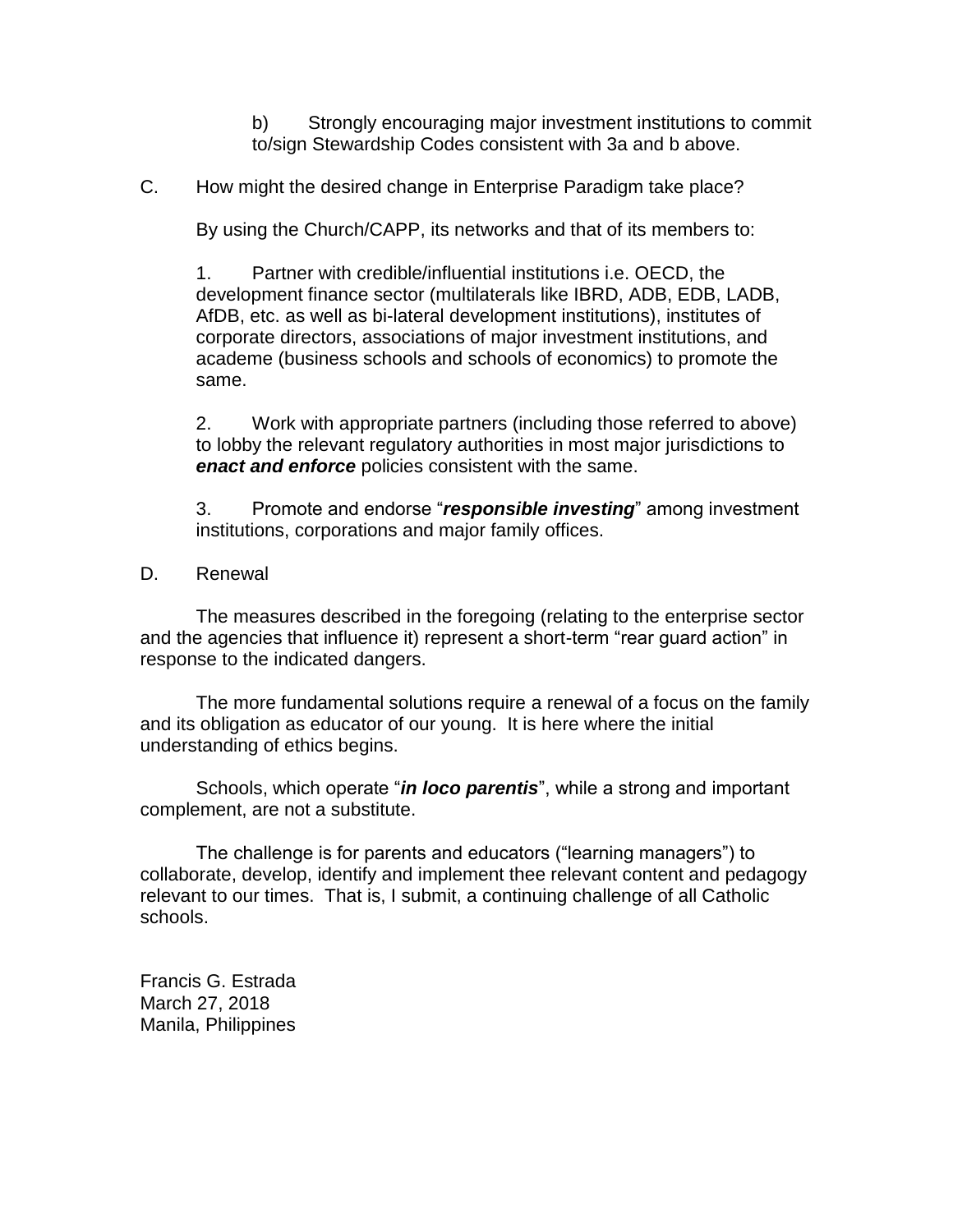b) Strongly encouraging major investment institutions to commit to/sign Stewardship Codes consistent with 3a and b above.

C. How might the desired change in Enterprise Paradigm take place?

By using the Church/CAPP, its networks and that of its members to:

1. Partner with credible/influential institutions i.e. OECD, the development finance sector (multilaterals like IBRD, ADB, EDB, LADB, AfDB, etc. as well as bi-lateral development institutions), institutes of corporate directors, associations of major investment institutions, and academe (business schools and schools of economics) to promote the same.

2. Work with appropriate partners (including those referred to above) to lobby the relevant regulatory authorities in most major jurisdictions to ***enact and enforce*** policies consistent with the same.

3. Promote and endorse "***responsible investing***" among investment institutions, corporations and major family offices.

D. Renewal

The measures described in the foregoing (relating to the enterprise sector and the agencies that influence it) represent a short-term "rear guard action" in response to the indicated dangers.

The more fundamental solutions require a renewal of a focus on the family and its obligation as educator of our young. It is here where the initial understanding of ethics begins.

Schools, which operate "***in loco parentis***", while a strong and important complement, are not a substitute.

The challenge is for parents and educators ("learning managers") to collaborate, develop, identify and implement thee relevant content and pedagogy relevant to our times. That is, I submit, a continuing challenge of all Catholic schools.

Francis G. Estrada
March 27, 2018
Manila, Philippines